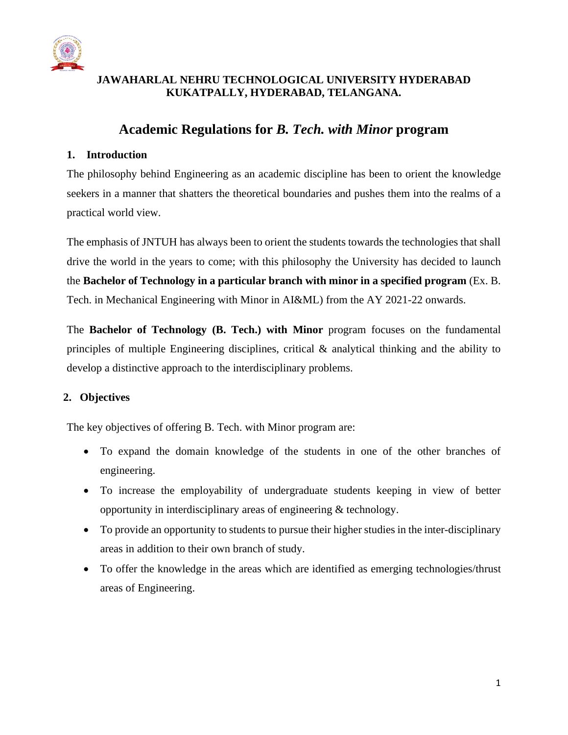**JAWAHARLAL NEHRU TECHNOLOGICAL UNIVERSITY HYDERABAD**
**KUKATPALLY, HYDERABAD, TELANGANA.**

# Academic Regulations for *B. Tech. with Minor* program

## 1. Introduction

The philosophy behind Engineering as an academic discipline has been to orient the knowledge seekers in a manner that shatters the theoretical boundaries and pushes them into the realms of a practical world view.

The emphasis of JNTUH has always been to orient the students towards the technologies that shall drive the world in the years to come; with this philosophy the University has decided to launch the **Bachelor of Technology in a particular branch with minor in a specified program** (Ex. B. Tech. in Mechanical Engineering with Minor in AI&ML) from the AY 2021-22 onwards.

The **Bachelor of Technology (B. Tech.) with Minor** program focuses on the fundamental principles of multiple Engineering disciplines, critical & analytical thinking and the ability to develop a distinctive approach to the interdisciplinary problems.

## 2. Objectives

The key objectives of offering B. Tech. with Minor program are:

- To expand the domain knowledge of the students in one of the other branches of engineering.
- To increase the employability of undergraduate students keeping in view of better opportunity in interdisciplinary areas of engineering & technology.
- To provide an opportunity to students to pursue their higher studies in the inter-disciplinary areas in addition to their own branch of study.
- To offer the knowledge in the areas which are identified as emerging technologies/thrust areas of Engineering.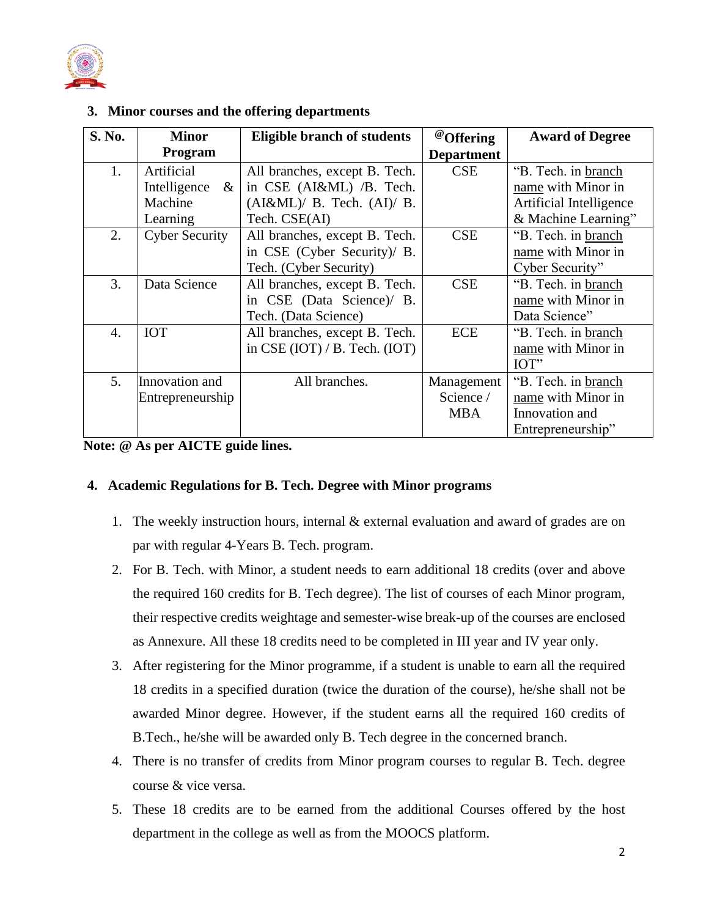## 3. Minor courses and the offering departments

| S. No. | Minor Program | Eligible branch of students | @Offering Department | Award of Degree |
|---|---|---|---|---|
| 1. | Artificial Intelligence & Machine Learning | All branches, except B. Tech. in CSE (AI&ML) /B. Tech. (AI&ML)/ B. Tech. (AI)/ B. Tech. CSE(AI) | CSE | "B. Tech. in branch name with Minor in Artificial Intelligence & Machine Learning" |
| 2. | Cyber Security | All branches, except B. Tech. in CSE (Cyber Security)/ B. Tech. (Cyber Security) | CSE | "B. Tech. in branch name with Minor in Cyber Security" |
| 3. | Data Science | All branches, except B. Tech. in CSE (Data Science)/ B. Tech. (Data Science) | CSE | "B. Tech. in branch name with Minor in Data Science" |
| 4. | IOT | All branches, except B. Tech. in CSE (IOT) / B. Tech. (IOT) | ECE | "B. Tech. in branch name with Minor in IOT" |
| 5. | Innovation and Entrepreneurship | All branches. | Management Science / MBA | "B. Tech. in branch name with Minor in Innovation and Entrepreneurship" |

**Note: @ As per AICTE guide lines.**

## 4. Academic Regulations for B. Tech. Degree with Minor programs

1. The weekly instruction hours, internal & external evaluation and award of grades are on par with regular 4-Years B. Tech. program.
2. For B. Tech. with Minor, a student needs to earn additional 18 credits (over and above the required 160 credits for B. Tech degree). The list of courses of each Minor program, their respective credits weightage and semester-wise break-up of the courses are enclosed as Annexure. All these 18 credits need to be completed in III year and IV year only.
3. After registering for the Minor programme, if a student is unable to earn all the required 18 credits in a specified duration (twice the duration of the course), he/she shall not be awarded Minor degree. However, if the student earns all the required 160 credits of B.Tech., he/she will be awarded only B. Tech degree in the concerned branch.
4. There is no transfer of credits from Minor program courses to regular B. Tech. degree course & vice versa.
5. These 18 credits are to be earned from the additional Courses offered by the host department in the college as well as from the MOOCS platform.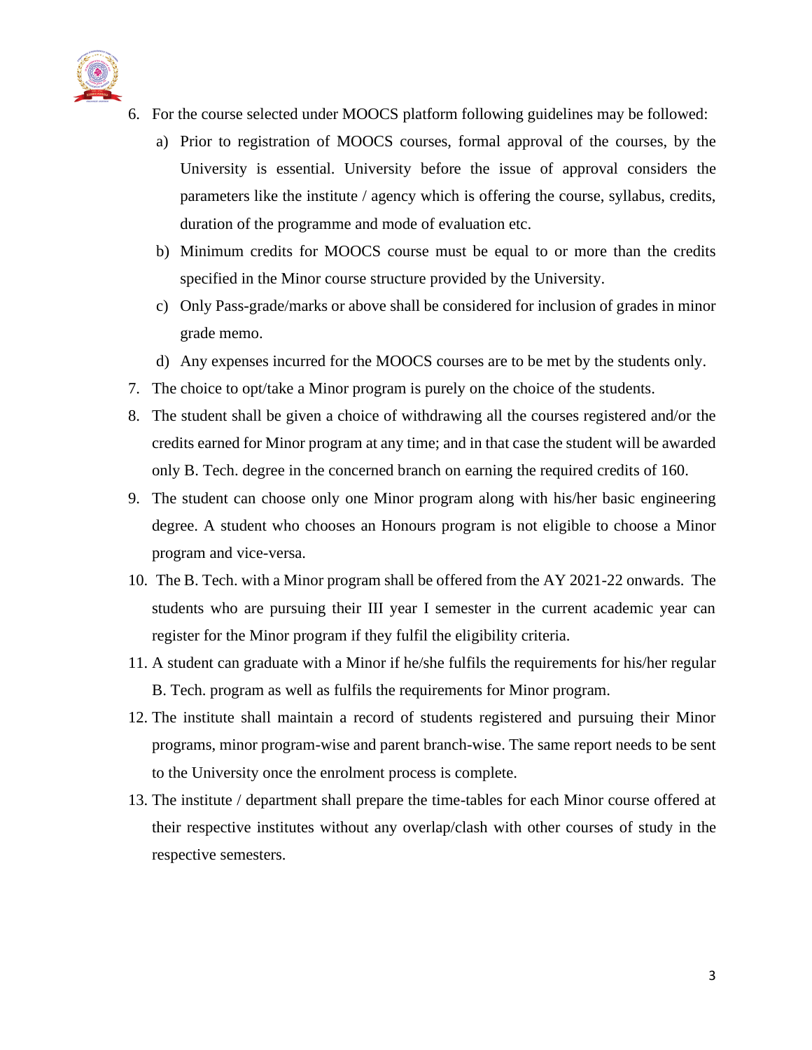6. For the course selected under MOOCS platform following guidelines may be followed:
   a) Prior to registration of MOOCS courses, formal approval of the courses, by the University is essential. University before the issue of approval considers the parameters like the institute / agency which is offering the course, syllabus, credits, duration of the programme and mode of evaluation etc.
   b) Minimum credits for MOOCS course must be equal to or more than the credits specified in the Minor course structure provided by the University.
   c) Only Pass-grade/marks or above shall be considered for inclusion of grades in minor grade memo.
   d) Any expenses incurred for the MOOCS courses are to be met by the students only.
7. The choice to opt/take a Minor program is purely on the choice of the students.
8. The student shall be given a choice of withdrawing all the courses registered and/or the credits earned for Minor program at any time; and in that case the student will be awarded only B. Tech. degree in the concerned branch on earning the required credits of 160.
9. The student can choose only one Minor program along with his/her basic engineering degree. A student who chooses an Honours program is not eligible to choose a Minor program and vice-versa.
10. The B. Tech. with a Minor program shall be offered from the AY 2021-22 onwards. The students who are pursuing their III year I semester in the current academic year can register for the Minor program if they fulfil the eligibility criteria.
11. A student can graduate with a Minor if he/she fulfils the requirements for his/her regular B. Tech. program as well as fulfils the requirements for Minor program.
12. The institute shall maintain a record of students registered and pursuing their Minor programs, minor program-wise and parent branch-wise. The same report needs to be sent to the University once the enrolment process is complete.
13. The institute / department shall prepare the time-tables for each Minor course offered at their respective institutes without any overlap/clash with other courses of study in the respective semesters.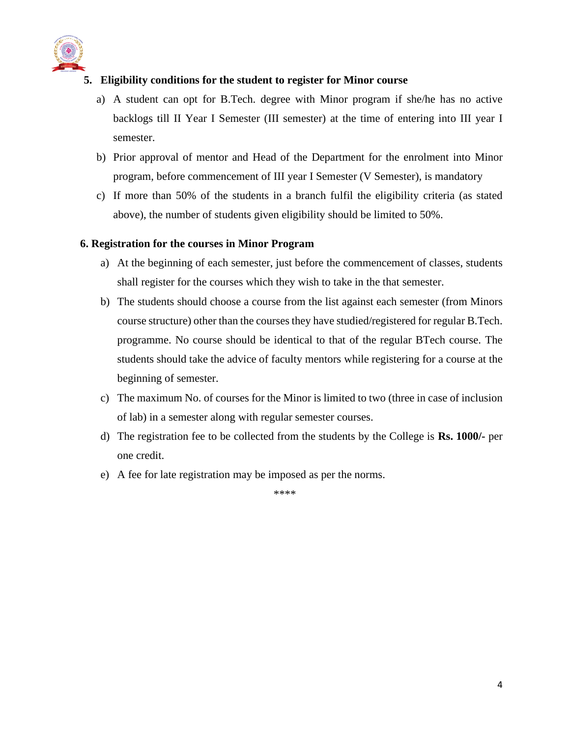## 5. Eligibility conditions for the student to register for Minor course

a) A student can opt for B.Tech. degree with Minor program if she/he has no active backlogs till II Year I Semester (III semester) at the time of entering into III year I semester.

b) Prior approval of mentor and Head of the Department for the enrolment into Minor program, before commencement of III year I Semester (V Semester), is mandatory

c) If more than 50% of the students in a branch fulfil the eligibility criteria (as stated above), the number of students given eligibility should be limited to 50%.

## 6. Registration for the courses in Minor Program

a) At the beginning of each semester, just before the commencement of classes, students shall register for the courses which they wish to take in the that semester.

b) The students should choose a course from the list against each semester (from Minors course structure) other than the courses they have studied/registered for regular B.Tech. programme. No course should be identical to that of the regular BTech course. The students should take the advice of faculty mentors while registering for a course at the beginning of semester.

c) The maximum No. of courses for the Minor is limited to two (three in case of inclusion of lab) in a semester along with regular semester courses.

d) The registration fee to be collected from the students by the College is **Rs. 1000/-** per one credit.

e) A fee for late registration may be imposed as per the norms.

****